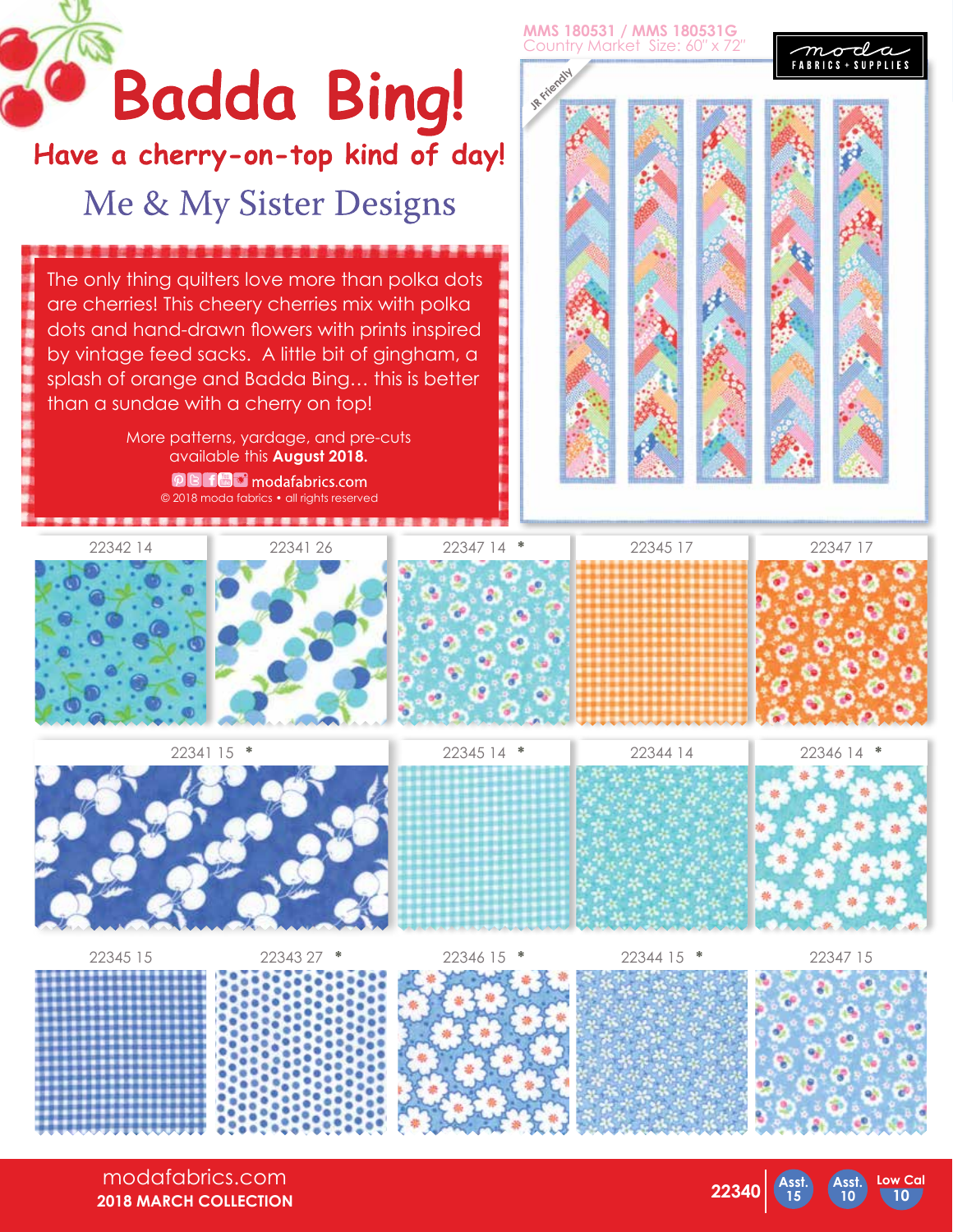# Badda Bing!

## Have a cherry-on-top kind of day!

### Me & My Sister Designs

The only thing quilters love more than polka dots are cherries! This cheery cherries mix with polka dots and hand-drawn flowers with prints inspired by vintage feed sacks. A little bit of gingham, a splash of orange and Badda Bing… this is better than a sundae with a cherry on top!

More patterns, yardage, and pre-cuts available this **August 2018.**

modafabrics.com

© 2018 moda fabrics • all rights reserved

**MMS 180531 / MMS 180531G**
Country Market Size: 60" x 72"

JR Friendly

moda FABRICS + SUPPLIES

22342 14

22341 26

22347 14 *

22345 17

22347 17

22341 15 *

22345 14 *

22344 14

22346 14 *

22345 15

22343 27 *

22346 15 *

22344 15 *

22347 15

modafabrics.com
**2018 MARCH COLLECTION**

**22340** Asst. 15 | Asst. 10 | Low Cal 10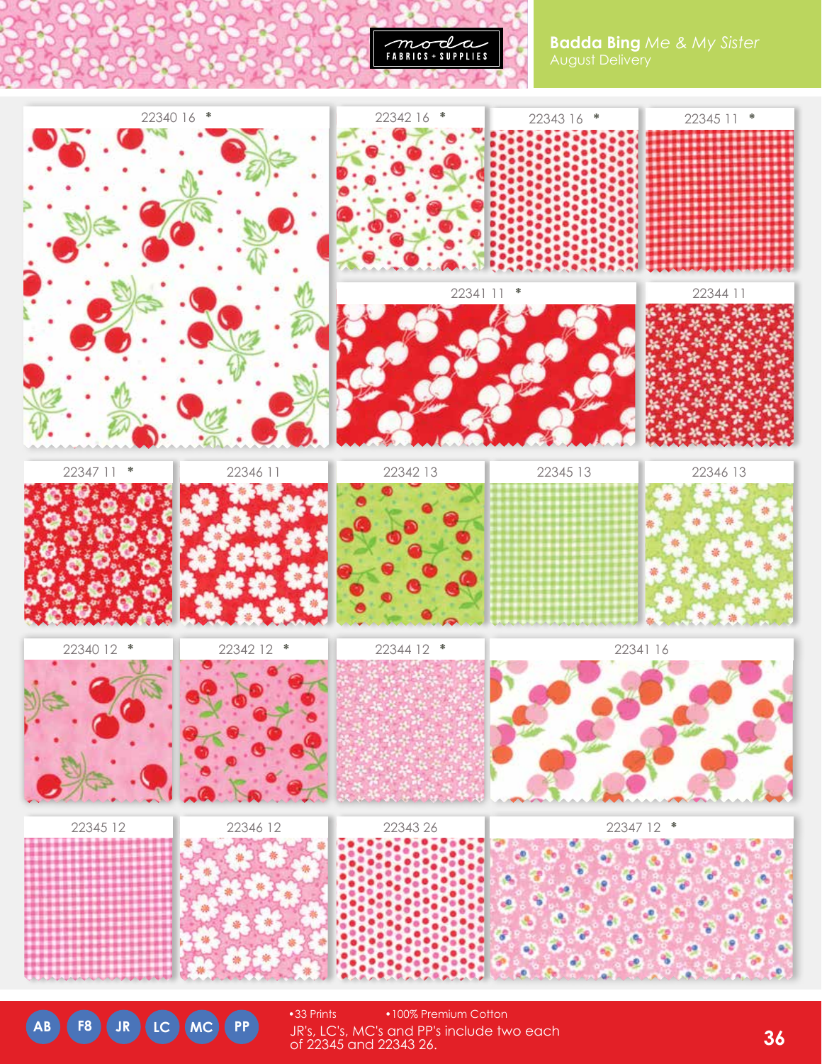moda FABRICS + SUPPLIES

# **Badda Bing** *Me & My Sister*

August Delivery

22340 16 *

22342 16 *

22343 16 *

22345 11 *

22341 11 *

22344 11

22347 11 *

22346 11

22342 13

22345 13

22346 13

22340 12 *

22342 12 *

22344 12 *

22341 16

22345 12

22346 12

22343 26

22347 12 *

AB F8 JR LC MC PP

- 33 Prints
- 100% Premium Cotton

JR's, LC's, MC's and PP's include two each of 22345 and 22343 26.